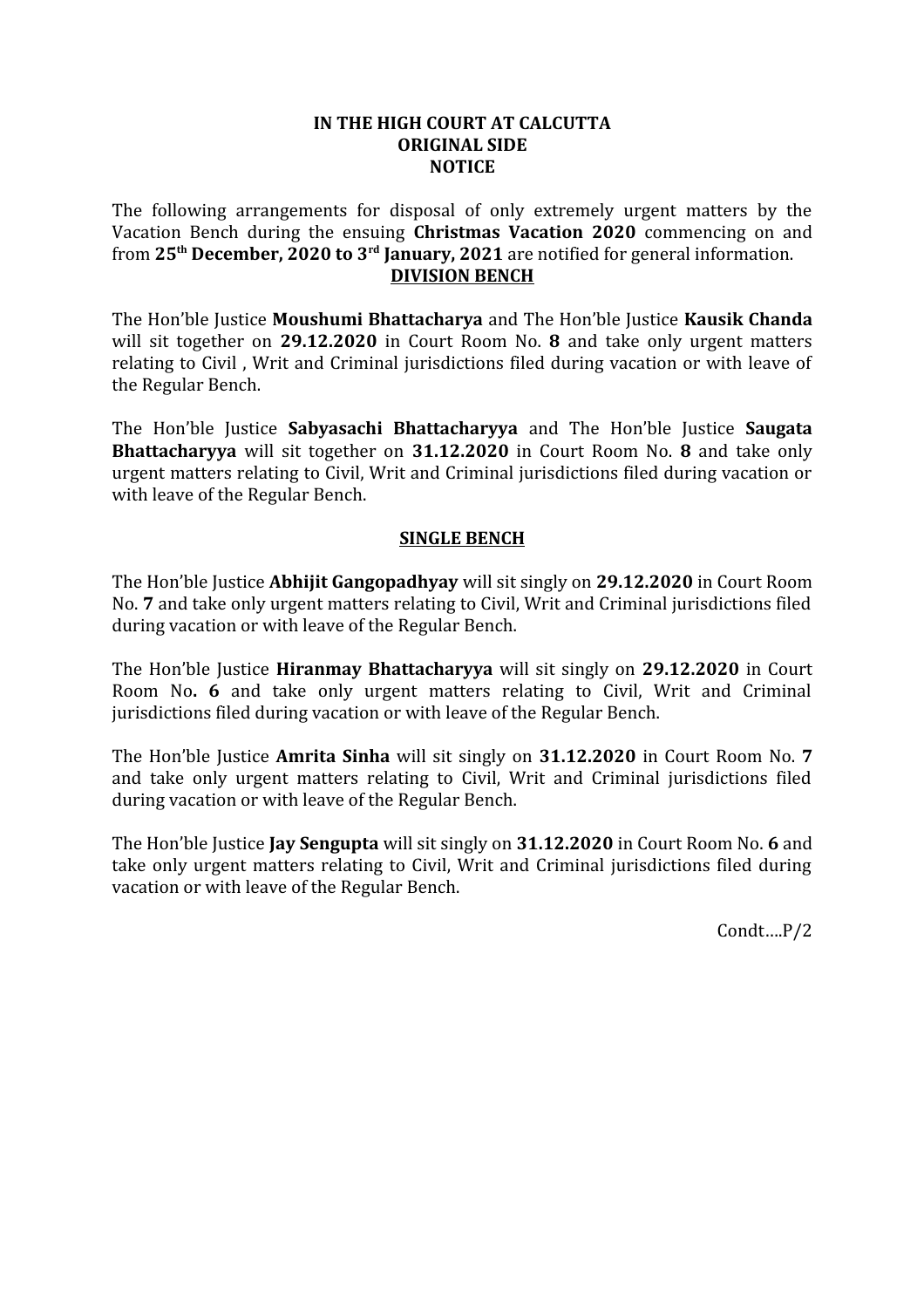**IN THE HIGH COURT AT CALCUTTA**
**ORIGINAL SIDE**
**NOTICE**

The following arrangements for disposal of only extremely urgent matters by the Vacation Bench during the ensuing **Christmas Vacation 2020** commencing on and from **25th December, 2020 to 3rd January, 2021** are notified for general information.

**DIVISION BENCH**

The Hon'ble Justice **Moushumi Bhattacharya** and The Hon'ble Justice **Kausik Chanda** will sit together on **29.12.2020** in Court Room No. **8** and take only urgent matters relating to Civil , Writ and Criminal jurisdictions filed during vacation or with leave of the Regular Bench.

The Hon'ble Justice **Sabyasachi Bhattacharyya** and The Hon'ble Justice **Saugata Bhattacharyya** will sit together on **31.12.2020** in Court Room No. **8** and take only urgent matters relating to Civil, Writ and Criminal jurisdictions filed during vacation or with leave of the Regular Bench.

**SINGLE BENCH**

The Hon'ble Justice **Abhijit Gangopadhyay** will sit singly on **29.12.2020** in Court Room No. **7** and take only urgent matters relating to Civil, Writ and Criminal jurisdictions filed during vacation or with leave of the Regular Bench.

The Hon'ble Justice **Hiranmay Bhattacharyya** will sit singly on **29.12.2020** in Court Room No**. 6** and take only urgent matters relating to Civil, Writ and Criminal jurisdictions filed during vacation or with leave of the Regular Bench.

The Hon'ble Justice **Amrita Sinha** will sit singly on **31.12.2020** in Court Room No. **7** and take only urgent matters relating to Civil, Writ and Criminal jurisdictions filed during vacation or with leave of the Regular Bench.

The Hon'ble Justice **Jay Sengupta** will sit singly on **31.12.2020** in Court Room No. **6** and take only urgent matters relating to Civil, Writ and Criminal jurisdictions filed during vacation or with leave of the Regular Bench.

Condt….P/2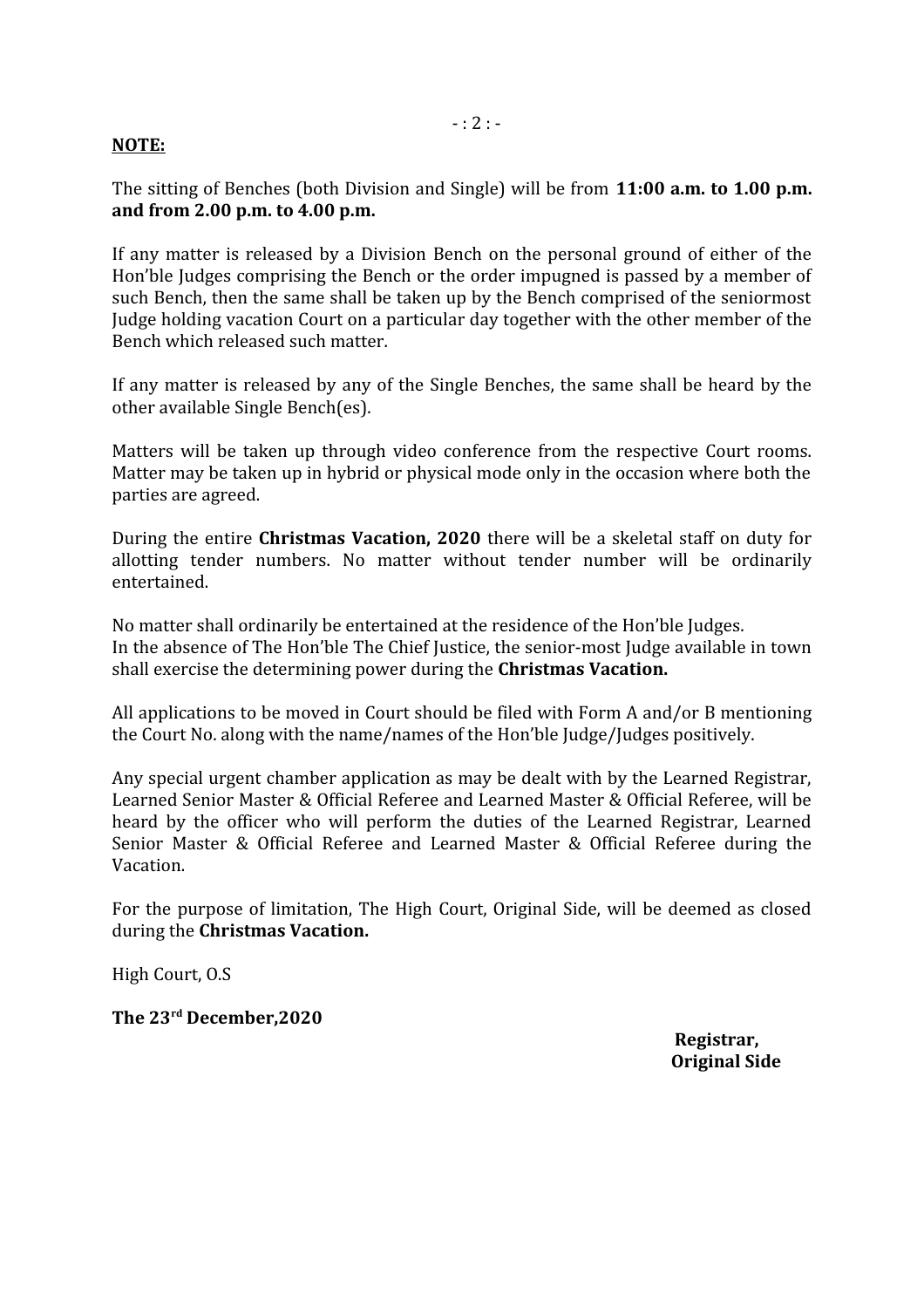**NOTE:**

The sitting of Benches (both Division and Single) will be from **11:00 a.m. to 1.00 p.m. and from 2.00 p.m. to 4.00 p.m.**

If any matter is released by a Division Bench on the personal ground of either of the Hon'ble Judges comprising the Bench or the order impugned is passed by a member of such Bench, then the same shall be taken up by the Bench comprised of the seniormost Judge holding vacation Court on a particular day together with the other member of the Bench which released such matter.

If any matter is released by any of the Single Benches, the same shall be heard by the other available Single Bench(es).

Matters will be taken up through video conference from the respective Court rooms. Matter may be taken up in hybrid or physical mode only in the occasion where both the parties are agreed.

During the entire **Christmas Vacation, 2020** there will be a skeletal staff on duty for allotting tender numbers. No matter without tender number will be ordinarily entertained.

No matter shall ordinarily be entertained at the residence of the Hon'ble Judges.
In the absence of The Hon'ble The Chief Justice, the senior-most Judge available in town shall exercise the determining power during the **Christmas Vacation.**

All applications to be moved in Court should be filed with Form A and/or B mentioning the Court No. along with the name/names of the Hon'ble Judge/Judges positively.

Any special urgent chamber application as may be dealt with by the Learned Registrar, Learned Senior Master & Official Referee and Learned Master & Official Referee, will be heard by the officer who will perform the duties of the Learned Registrar, Learned Senior Master & Official Referee and Learned Master & Official Referee during the Vacation.

For the purpose of limitation, The High Court, Original Side, will be deemed as closed during the **Christmas Vacation.**

High Court, O.S

**The 23rd December,2020**

**Registrar,**
**Original Side**